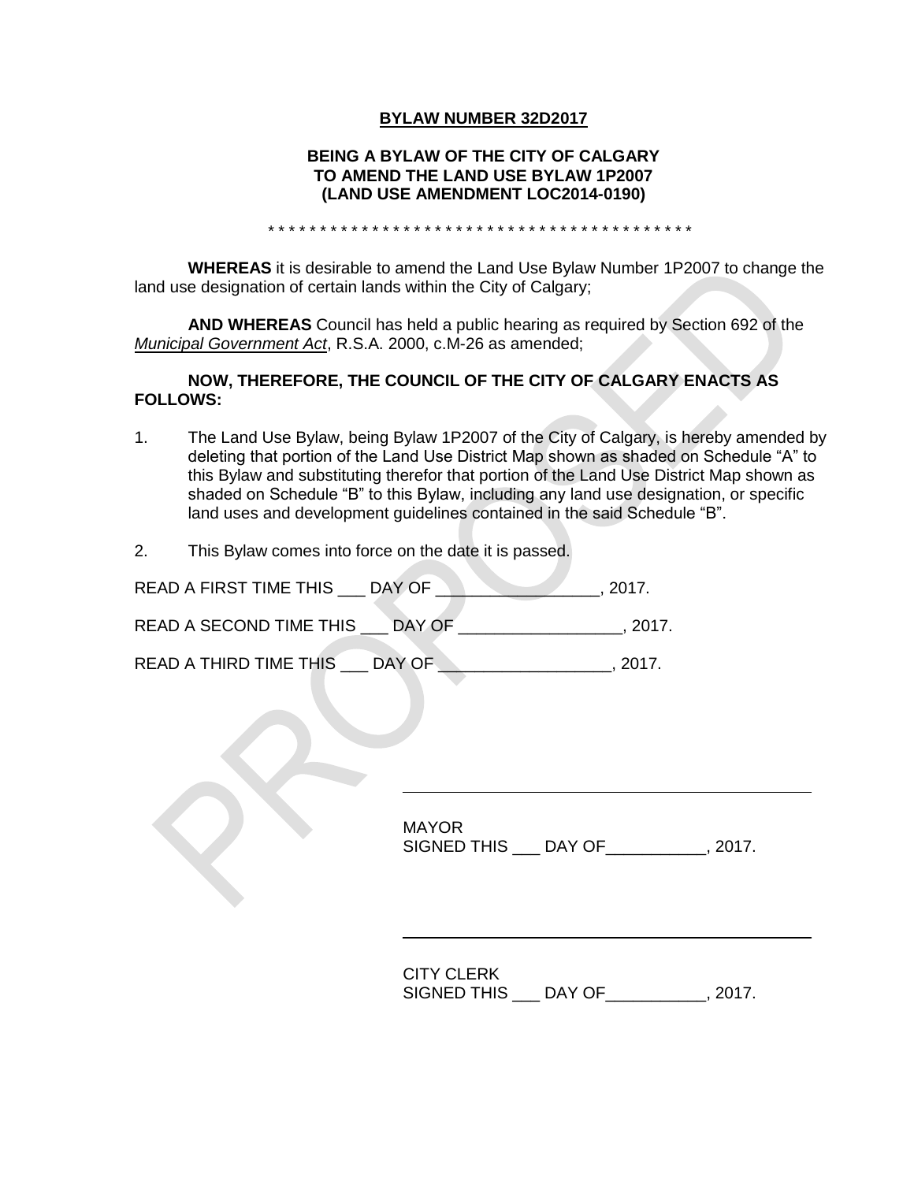**BYLAW NUMBER 32D2017**

**BEING A BYLAW OF THE CITY OF CALGARY TO AMEND THE LAND USE BYLAW 1P2007 (LAND USE AMENDMENT LOC2014-0190)**

* * * * * * * * * * * * * * * * * * * * * * * * * * * * * * * * * * * * * * * * * *

**WHEREAS** it is desirable to amend the Land Use Bylaw Number 1P2007 to change the land use designation of certain lands within the City of Calgary;

**AND WHEREAS** Council has held a public hearing as required by Section 692 of the *Municipal Government Act*, R.S.A. 2000, c.M-26 as amended;

**NOW, THEREFORE, THE COUNCIL OF THE CITY OF CALGARY ENACTS AS FOLLOWS:**

1. The Land Use Bylaw, being Bylaw 1P2007 of the City of Calgary, is hereby amended by deleting that portion of the Land Use District Map shown as shaded on Schedule "A" to this Bylaw and substituting therefor that portion of the Land Use District Map shown as shaded on Schedule "B" to this Bylaw, including any land use designation, or specific land uses and development guidelines contained in the said Schedule "B".

2. This Bylaw comes into force on the date it is passed.

READ A FIRST TIME THIS ___ DAY OF _________________, 2017.

READ A SECOND TIME THIS ___ DAY OF _________________, 2017.

READ A THIRD TIME THIS ___ DAY OF __________________, 2017.

_______________________________________________

MAYOR
SIGNED THIS ___ DAY OF___________, 2017.

_______________________________________________

CITY CLERK
SIGNED THIS ___ DAY OF___________, 2017.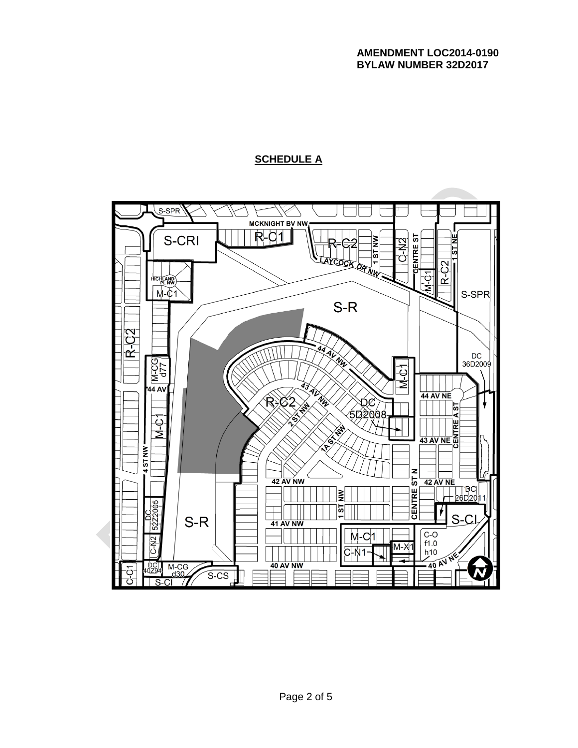**AMENDMENT LOC2014-0190**
**BYLAW NUMBER 32D2017**

## SCHEDULE A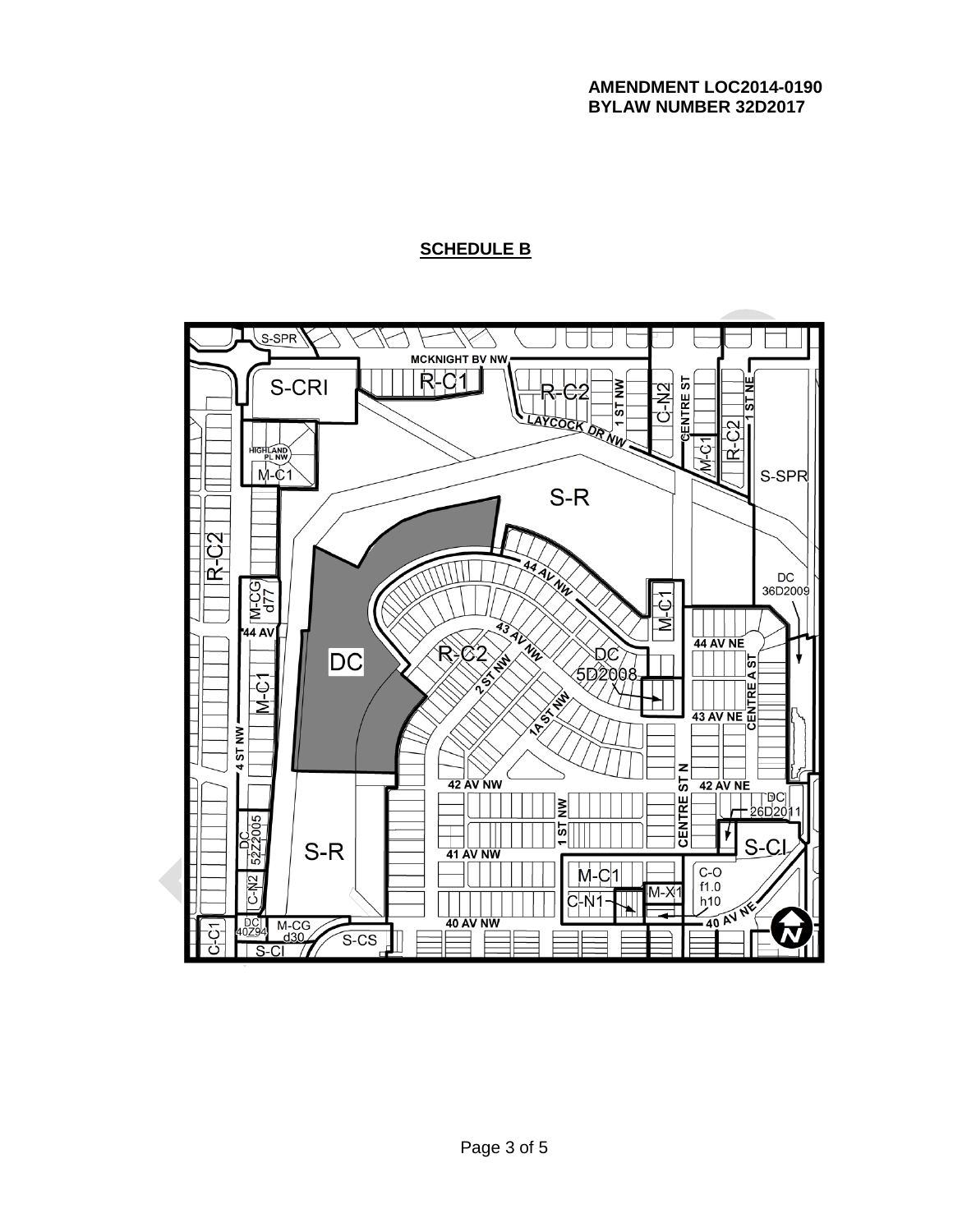**AMENDMENT LOC2014-0190**
**BYLAW NUMBER 32D2017**

## SCHEDULE B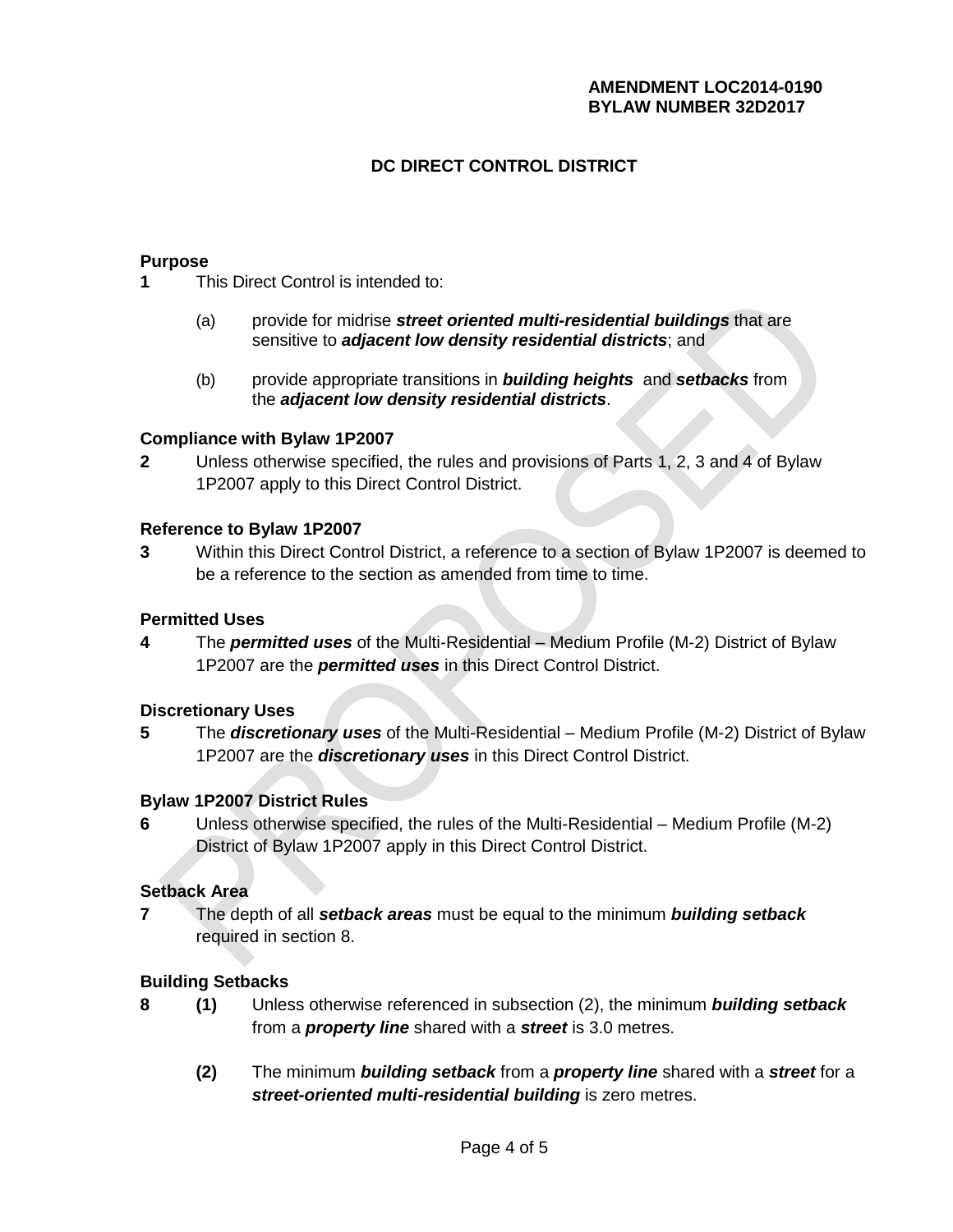**AMENDMENT LOC2014-0190**
**BYLAW NUMBER 32D2017**

# DC DIRECT CONTROL DISTRICT

### Purpose

**1** This Direct Control is intended to:

(a) provide for midrise ***street oriented multi-residential buildings*** that are sensitive to ***adjacent low density residential districts***; and

(b) provide appropriate transitions in ***building heights*** and ***setbacks*** from the ***adjacent low density residential districts***.

### Compliance with Bylaw 1P2007

**2** Unless otherwise specified, the rules and provisions of Parts 1, 2, 3 and 4 of Bylaw 1P2007 apply to this Direct Control District.

### Reference to Bylaw 1P2007

**3** Within this Direct Control District, a reference to a section of Bylaw 1P2007 is deemed to be a reference to the section as amended from time to time.

### Permitted Uses

**4** The ***permitted uses*** of the Multi-Residential – Medium Profile (M-2) District of Bylaw 1P2007 are the ***permitted uses*** in this Direct Control District.

### Discretionary Uses

**5** The ***discretionary uses*** of the Multi-Residential – Medium Profile (M-2) District of Bylaw 1P2007 are the ***discretionary uses*** in this Direct Control District.

### Bylaw 1P2007 District Rules

**6** Unless otherwise specified, the rules of the Multi-Residential – Medium Profile (M-2) District of Bylaw 1P2007 apply in this Direct Control District.

### Setback Area

**7** The depth of all ***setback areas*** must be equal to the minimum ***building setback*** required in section 8.

### Building Setbacks

**8** **(1)** Unless otherwise referenced in subsection (2), the minimum ***building setback*** from a ***property line*** shared with a ***street*** is 3.0 metres.

**(2)** The minimum ***building setback*** from a ***property line*** shared with a ***street*** for a ***street-oriented multi-residential building*** is zero metres.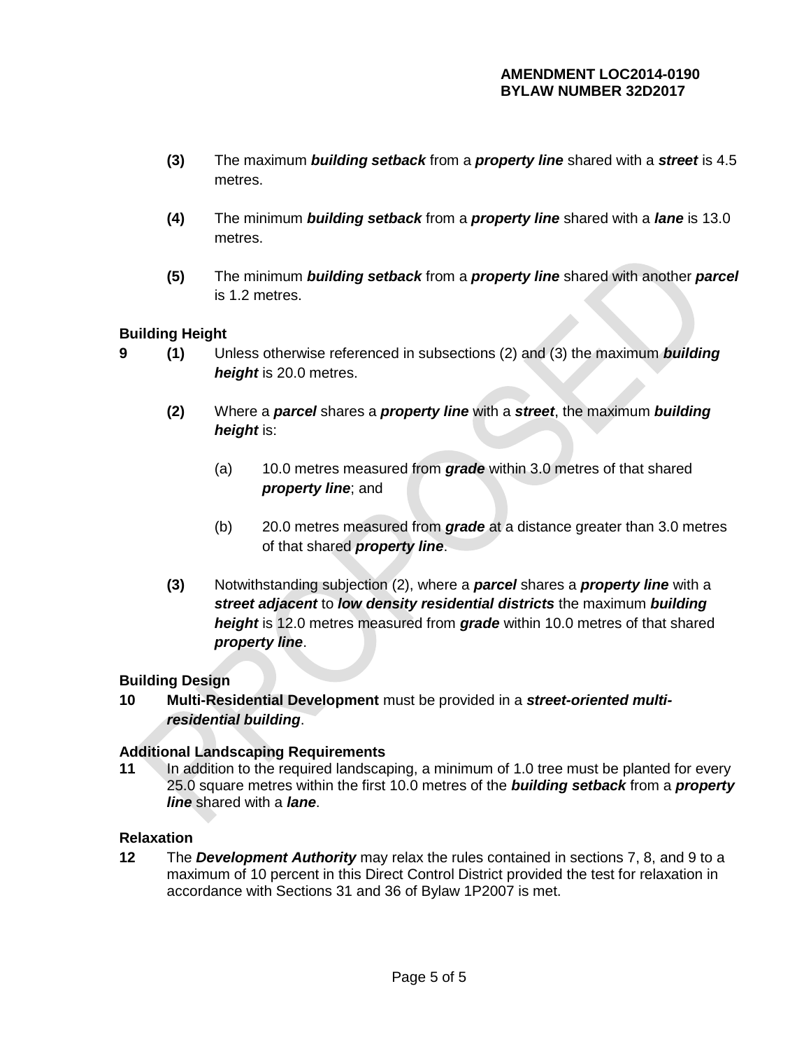**(3)** The maximum ***building setback*** from a ***property line*** shared with a ***street*** is 4.5 metres.

**(4)** The minimum ***building setback*** from a ***property line*** shared with a ***lane*** is 13.0 metres.

**(5)** The minimum ***building setback*** from a ***property line*** shared with another ***parcel*** is 1.2 metres.

**Building Height**

**9** **(1)** Unless otherwise referenced in subsections (2) and (3) the maximum ***building height*** is 20.0 metres.

**(2)** Where a ***parcel*** shares a ***property line*** with a ***street***, the maximum ***building height*** is:

(a) 10.0 metres measured from ***grade*** within 3.0 metres of that shared ***property line***; and

(b) 20.0 metres measured from ***grade*** at a distance greater than 3.0 metres of that shared ***property line***.

**(3)** Notwithstanding subjection (2), where a ***parcel*** shares a ***property line*** with a ***street adjacent*** to ***low density residential districts*** the maximum ***building height*** is 12.0 metres measured from ***grade*** within 10.0 metres of that shared ***property line***.

**Building Design**

**10** **Multi-Residential Development** must be provided in a ***street-oriented multi-residential building***.

**Additional Landscaping Requirements**

**11** In addition to the required landscaping, a minimum of 1.0 tree must be planted for every 25.0 square metres within the first 10.0 metres of the ***building setback*** from a ***property line*** shared with a ***lane***.

**Relaxation**

**12** The ***Development Authority*** may relax the rules contained in sections 7, 8, and 9 to a maximum of 10 percent in this Direct Control District provided the test for relaxation in accordance with Sections 31 and 36 of Bylaw 1P2007 is met.